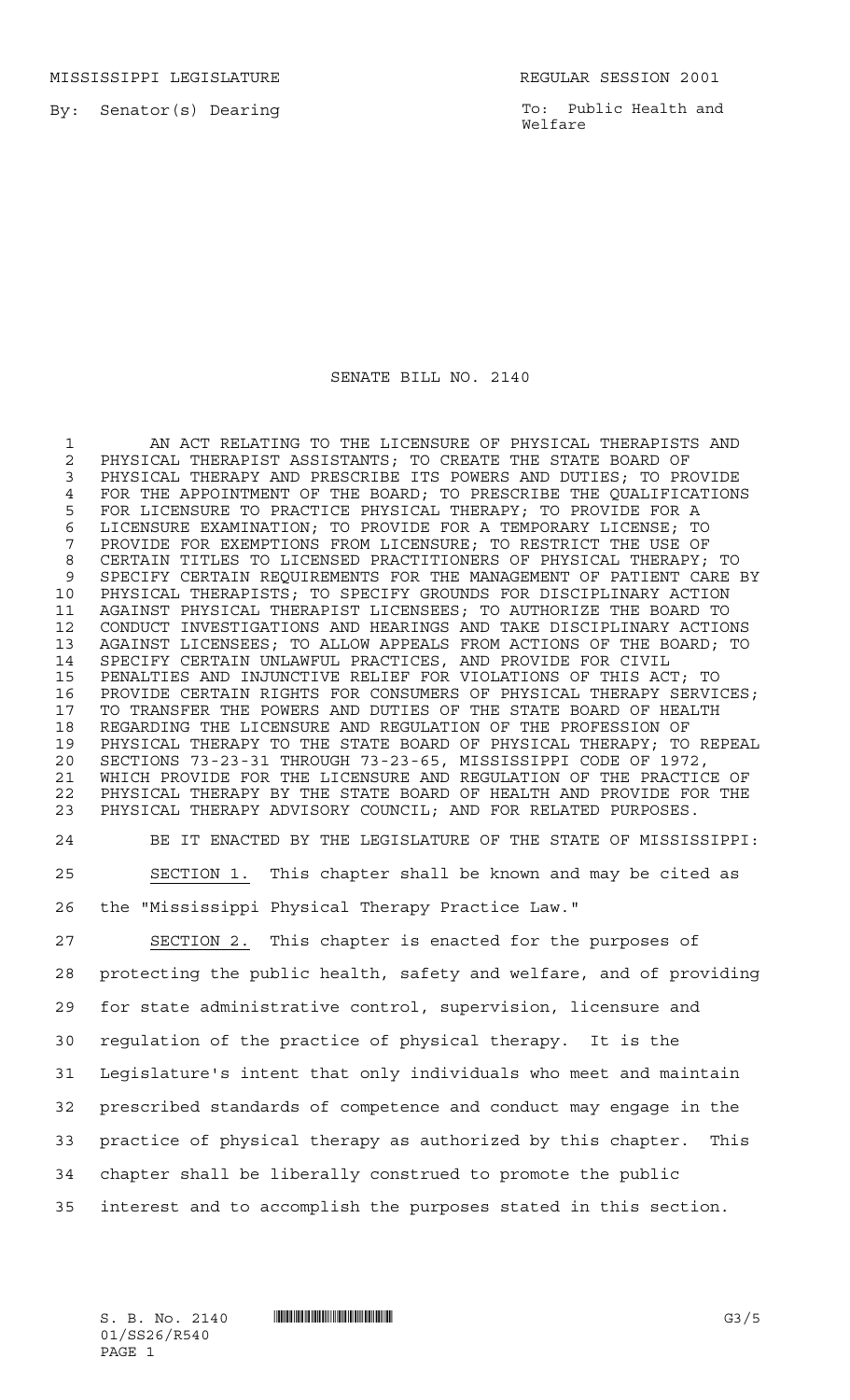MISSISSIPPI LEGISLATURE REGULAR SESSION 2001

By: Senator(s) Dearing

To: Public Health and Welfare

# SENATE BILL NO. 2140

AN ACT RELATING TO THE LICENSURE OF PHYSICAL THERAPISTS AND PHYSICAL THERAPIST ASSISTANTS; TO CREATE THE STATE BOARD OF PHYSICAL THERAPY AND PRESCRIBE ITS POWERS AND DUTIES; TO PROVIDE FOR THE APPOINTMENT OF THE BOARD; TO PRESCRIBE THE QUALIFICATIONS FOR LICENSURE TO PRACTICE PHYSICAL THERAPY; TO PROVIDE FOR A LICENSURE EXAMINATION; TO PROVIDE FOR A TEMPORARY LICENSE; TO PROVIDE FOR EXEMPTIONS FROM LICENSURE; TO RESTRICT THE USE OF CERTAIN TITLES TO LICENSED PRACTITIONERS OF PHYSICAL THERAPY; TO SPECIFY CERTAIN REQUIREMENTS FOR THE MANAGEMENT OF PATIENT CARE BY PHYSICAL THERAPISTS; TO SPECIFY GROUNDS FOR DISCIPLINARY ACTION AGAINST PHYSICAL THERAPIST LICENSEES; TO AUTHORIZE THE BOARD TO CONDUCT INVESTIGATIONS AND HEARINGS AND TAKE DISCIPLINARY ACTIONS AGAINST LICENSEES; TO ALLOW APPEALS FROM ACTIONS OF THE BOARD; TO SPECIFY CERTAIN UNLAWFUL PRACTICES, AND PROVIDE FOR CIVIL PENALTIES AND INJUNCTIVE RELIEF FOR VIOLATIONS OF THIS ACT; TO PROVIDE CERTAIN RIGHTS FOR CONSUMERS OF PHYSICAL THERAPY SERVICES; TO TRANSFER THE POWERS AND DUTIES OF THE STATE BOARD OF HEALTH REGARDING THE LICENSURE AND REGULATION OF THE PROFESSION OF PHYSICAL THERAPY TO THE STATE BOARD OF PHYSICAL THERAPY; TO REPEAL SECTIONS 73-23-31 THROUGH 73-23-65, MISSISSIPPI CODE OF 1972, WHICH PROVIDE FOR THE LICENSURE AND REGULATION OF THE PRACTICE OF PHYSICAL THERAPY BY THE STATE BOARD OF HEALTH AND PROVIDE FOR THE PHYSICAL THERAPY ADVISORY COUNCIL; AND FOR RELATED PURPOSES.

BE IT ENACTED BY THE LEGISLATURE OF THE STATE OF MISSISSIPPI:

SECTION 1. This chapter shall be known and may be cited as the "Mississippi Physical Therapy Practice Law."

SECTION 2. This chapter is enacted for the purposes of protecting the public health, safety and welfare, and of providing for state administrative control, supervision, licensure and regulation of the practice of physical therapy. It is the Legislature's intent that only individuals who meet and maintain prescribed standards of competence and conduct may engage in the practice of physical therapy as authorized by this chapter. This chapter shall be liberally construed to promote the public interest and to accomplish the purposes stated in this section.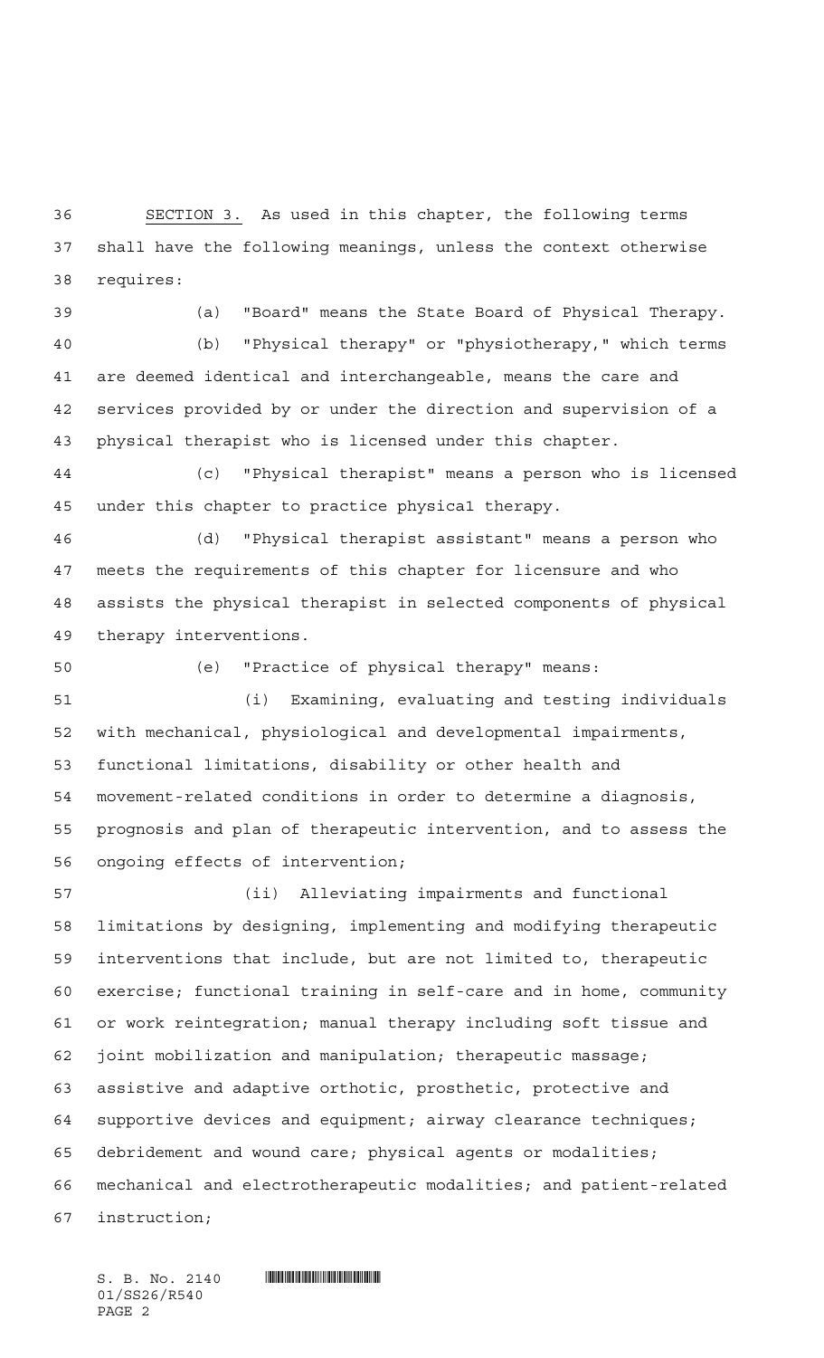SECTION 3. As used in this chapter, the following terms shall have the following meanings, unless the context otherwise requires:

(a) "Board" means the State Board of Physical Therapy.

(b) "Physical therapy" or "physiotherapy," which terms are deemed identical and interchangeable, means the care and services provided by or under the direction and supervision of a physical therapist who is licensed under this chapter.

(c) "Physical therapist" means a person who is licensed under this chapter to practice physical therapy.

(d) "Physical therapist assistant" means a person who meets the requirements of this chapter for licensure and who assists the physical therapist in selected components of physical therapy interventions.

(e) "Practice of physical therapy" means:

(i) Examining, evaluating and testing individuals with mechanical, physiological and developmental impairments, functional limitations, disability or other health and movement-related conditions in order to determine a diagnosis, prognosis and plan of therapeutic intervention, and to assess the ongoing effects of intervention;

(ii) Alleviating impairments and functional limitations by designing, implementing and modifying therapeutic interventions that include, but are not limited to, therapeutic exercise; functional training in self-care and in home, community or work reintegration; manual therapy including soft tissue and joint mobilization and manipulation; therapeutic massage; assistive and adaptive orthotic, prosthetic, protective and supportive devices and equipment; airway clearance techniques; debridement and wound care; physical agents or modalities; mechanical and electrotherapeutic modalities; and patient-related instruction;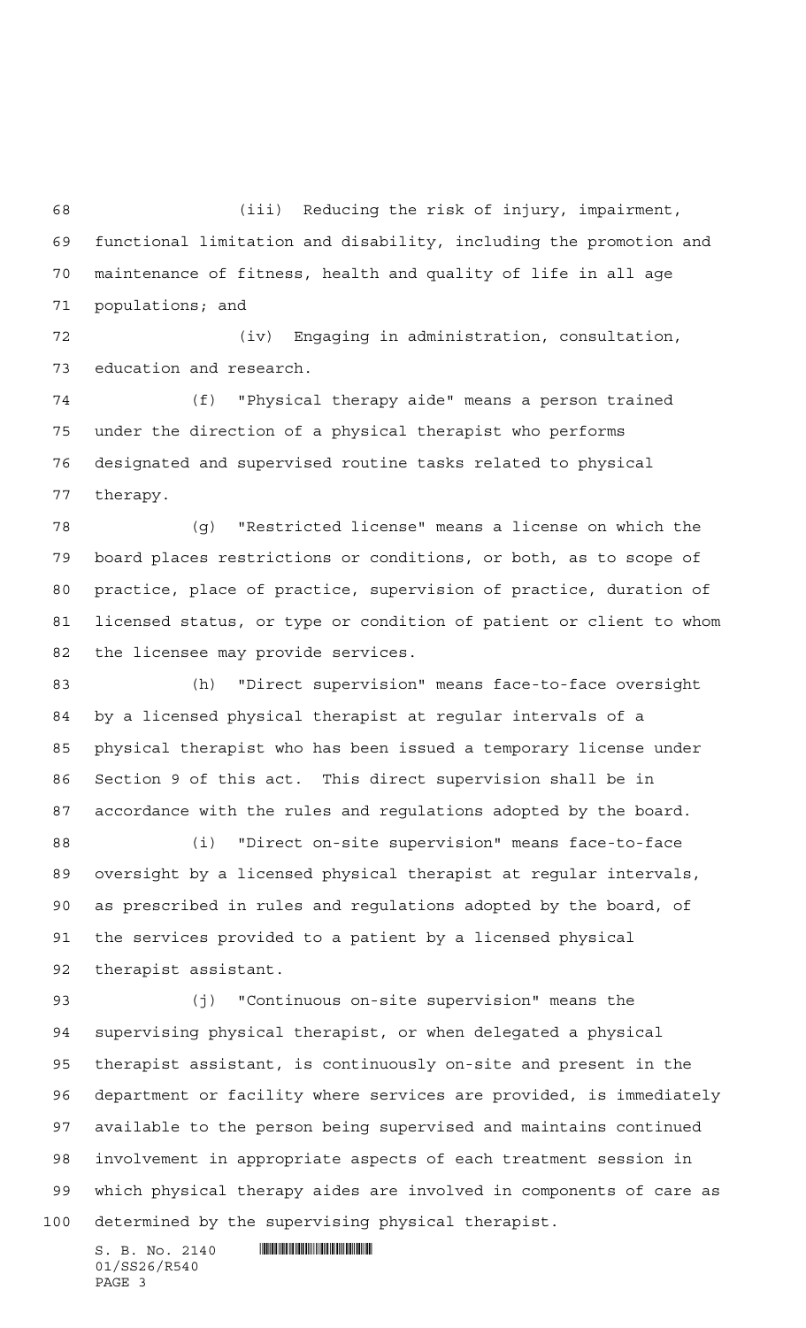(iii) Reducing the risk of injury, impairment, functional limitation and disability, including the promotion and maintenance of fitness, health and quality of life in all age populations; and

(iv) Engaging in administration, consultation, education and research.

(f) "Physical therapy aide" means a person trained under the direction of a physical therapist who performs designated and supervised routine tasks related to physical therapy.

(g) "Restricted license" means a license on which the board places restrictions or conditions, or both, as to scope of practice, place of practice, supervision of practice, duration of licensed status, or type or condition of patient or client to whom the licensee may provide services.

(h) "Direct supervision" means face-to-face oversight by a licensed physical therapist at regular intervals of a physical therapist who has been issued a temporary license under Section 9 of this act. This direct supervision shall be in accordance with the rules and regulations adopted by the board.

(i) "Direct on-site supervision" means face-to-face oversight by a licensed physical therapist at regular intervals, as prescribed in rules and regulations adopted by the board, of the services provided to a patient by a licensed physical therapist assistant.

(j) "Continuous on-site supervision" means the supervising physical therapist, or when delegated a physical therapist assistant, is continuously on-site and present in the department or facility where services are provided, is immediately available to the person being supervised and maintains continued involvement in appropriate aspects of each treatment session in which physical therapy aides are involved in components of care as determined by the supervising physical therapist.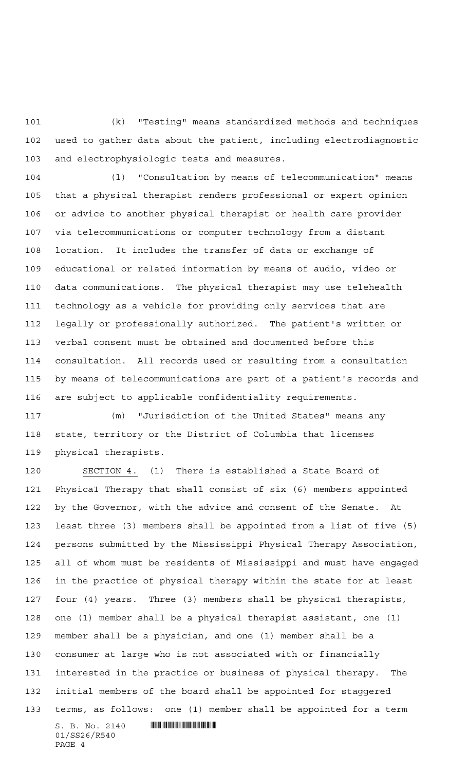(k) "Testing" means standardized methods and techniques used to gather data about the patient, including electrodiagnostic and electrophysiologic tests and measures.

(l) "Consultation by means of telecommunication" means that a physical therapist renders professional or expert opinion or advice to another physical therapist or health care provider via telecommunications or computer technology from a distant location. It includes the transfer of data or exchange of educational or related information by means of audio, video or data communications. The physical therapist may use telehealth technology as a vehicle for providing only services that are legally or professionally authorized. The patient's written or verbal consent must be obtained and documented before this consultation. All records used or resulting from a consultation by means of telecommunications are part of a patient's records and are subject to applicable confidentiality requirements.

(m) "Jurisdiction of the United States" means any state, territory or the District of Columbia that licenses physical therapists.

SECTION 4. (1) There is established a State Board of Physical Therapy that shall consist of six (6) members appointed by the Governor, with the advice and consent of the Senate. At least three (3) members shall be appointed from a list of five (5) persons submitted by the Mississippi Physical Therapy Association, all of whom must be residents of Mississippi and must have engaged in the practice of physical therapy within the state for at least four (4) years. Three (3) members shall be physical therapists, one (1) member shall be a physical therapist assistant, one (1) member shall be a physician, and one (1) member shall be a consumer at large who is not associated with or financially interested in the practice or business of physical therapy. The initial members of the board shall be appointed for staggered terms, as follows: one (1) member shall be appointed for a term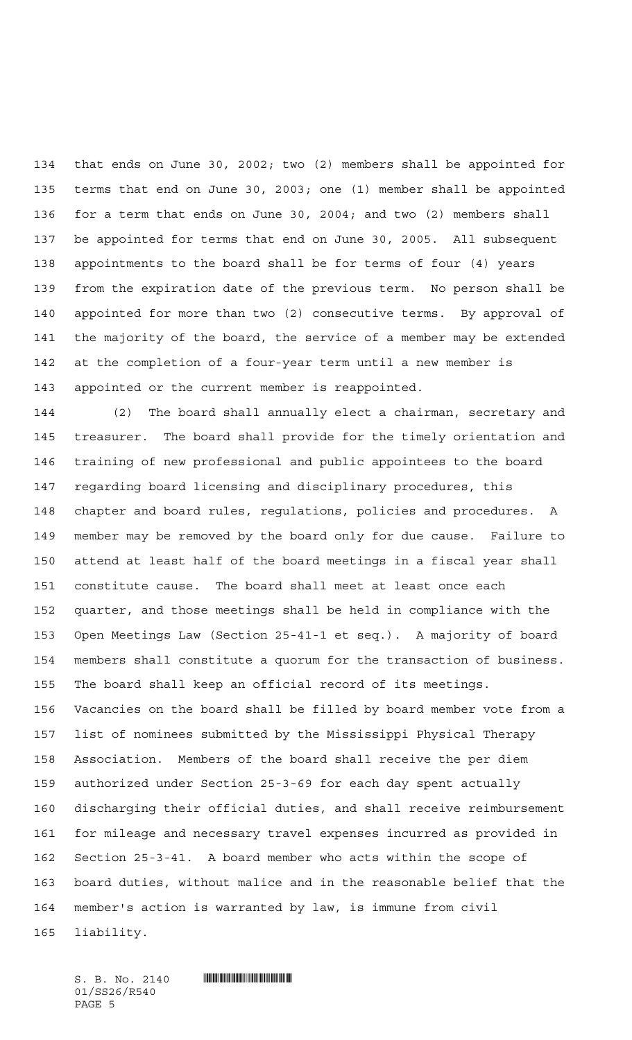that ends on June 30, 2002; two (2) members shall be appointed for terms that end on June 30, 2003; one (1) member shall be appointed for a term that ends on June 30, 2004; and two (2) members shall be appointed for terms that end on June 30, 2005. All subsequent appointments to the board shall be for terms of four (4) years from the expiration date of the previous term. No person shall be appointed for more than two (2) consecutive terms. By approval of the majority of the board, the service of a member may be extended at the completion of a four-year term until a new member is appointed or the current member is reappointed.

(2) The board shall annually elect a chairman, secretary and treasurer. The board shall provide for the timely orientation and training of new professional and public appointees to the board regarding board licensing and disciplinary procedures, this chapter and board rules, regulations, policies and procedures. A member may be removed by the board only for due cause. Failure to attend at least half of the board meetings in a fiscal year shall constitute cause. The board shall meet at least once each quarter, and those meetings shall be held in compliance with the Open Meetings Law (Section 25-41-1 et seq.). A majority of board members shall constitute a quorum for the transaction of business. The board shall keep an official record of its meetings. Vacancies on the board shall be filled by board member vote from a list of nominees submitted by the Mississippi Physical Therapy Association. Members of the board shall receive the per diem authorized under Section 25-3-69 for each day spent actually discharging their official duties, and shall receive reimbursement for mileage and necessary travel expenses incurred as provided in Section 25-3-41. A board member who acts within the scope of board duties, without malice and in the reasonable belief that the member's action is warranted by law, is immune from civil liability.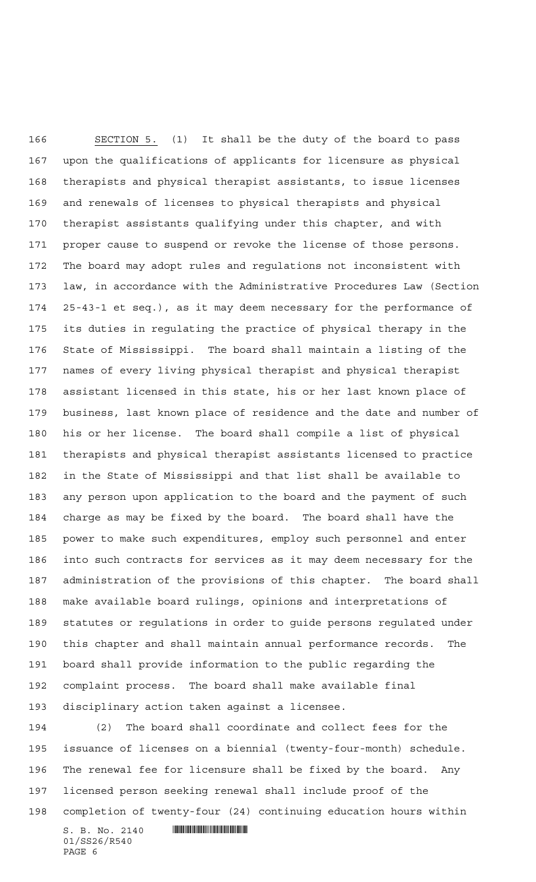SECTION 5. (1) It shall be the duty of the board to pass upon the qualifications of applicants for licensure as physical therapists and physical therapist assistants, to issue licenses and renewals of licenses to physical therapists and physical therapist assistants qualifying under this chapter, and with proper cause to suspend or revoke the license of those persons. The board may adopt rules and regulations not inconsistent with law, in accordance with the Administrative Procedures Law (Section 25-43-1 et seq.), as it may deem necessary for the performance of its duties in regulating the practice of physical therapy in the State of Mississippi. The board shall maintain a listing of the names of every living physical therapist and physical therapist assistant licensed in this state, his or her last known place of business, last known place of residence and the date and number of his or her license. The board shall compile a list of physical therapists and physical therapist assistants licensed to practice in the State of Mississippi and that list shall be available to any person upon application to the board and the payment of such charge as may be fixed by the board. The board shall have the power to make such expenditures, employ such personnel and enter into such contracts for services as it may deem necessary for the administration of the provisions of this chapter. The board shall make available board rulings, opinions and interpretations of statutes or regulations in order to guide persons regulated under this chapter and shall maintain annual performance records. The board shall provide information to the public regarding the complaint process. The board shall make available final disciplinary action taken against a licensee.

(2) The board shall coordinate and collect fees for the issuance of licenses on a biennial (twenty-four-month) schedule. The renewal fee for licensure shall be fixed by the board. Any licensed person seeking renewal shall include proof of the completion of twenty-four (24) continuing education hours within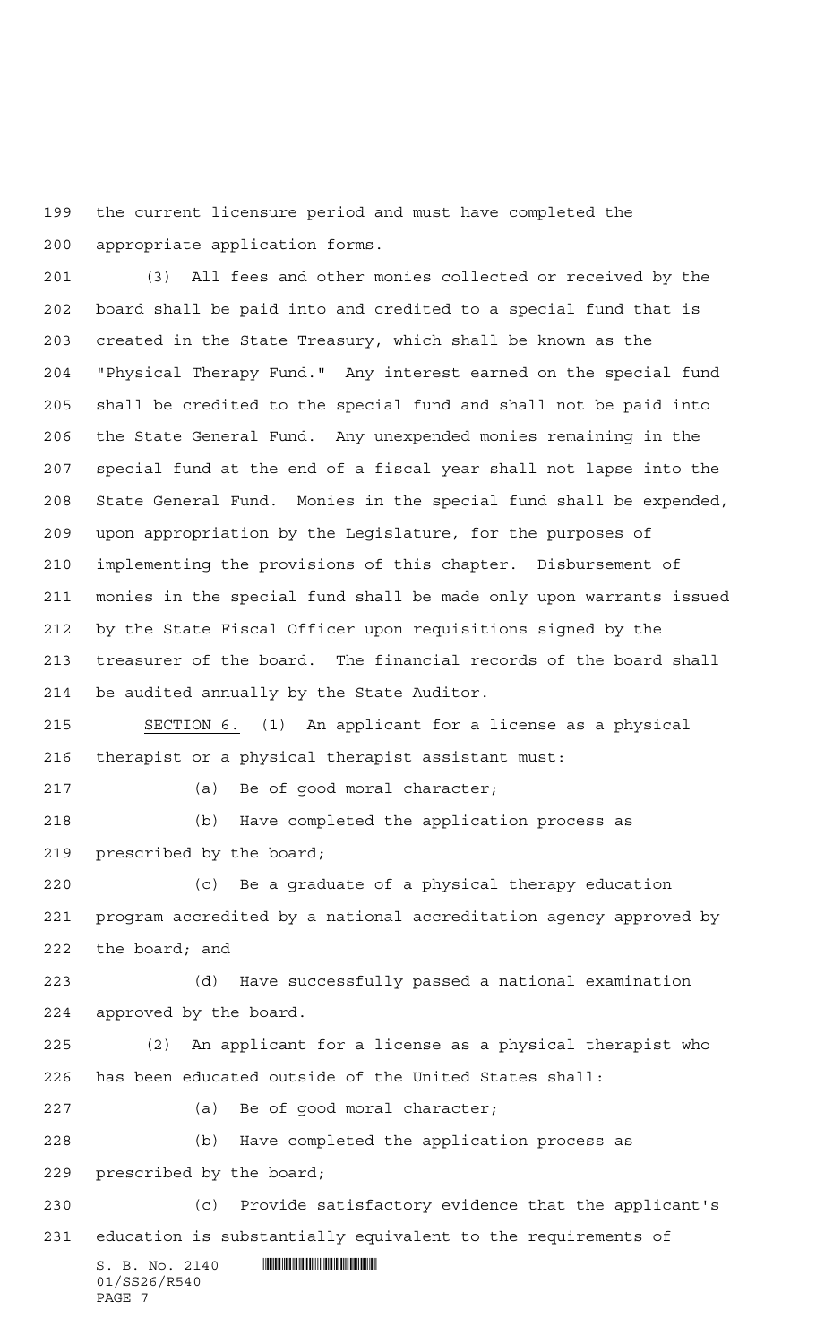the current licensure period and must have completed the appropriate application forms.

(3) All fees and other monies collected or received by the board shall be paid into and credited to a special fund that is created in the State Treasury, which shall be known as the "Physical Therapy Fund." Any interest earned on the special fund shall be credited to the special fund and shall not be paid into the State General Fund. Any unexpended monies remaining in the special fund at the end of a fiscal year shall not lapse into the State General Fund. Monies in the special fund shall be expended, upon appropriation by the Legislature, for the purposes of implementing the provisions of this chapter. Disbursement of monies in the special fund shall be made only upon warrants issued by the State Fiscal Officer upon requisitions signed by the treasurer of the board. The financial records of the board shall be audited annually by the State Auditor.

SECTION 6. (1) An applicant for a license as a physical therapist or a physical therapist assistant must:

(a) Be of good moral character;

(b) Have completed the application process as prescribed by the board;

(c) Be a graduate of a physical therapy education program accredited by a national accreditation agency approved by the board; and

(d) Have successfully passed a national examination approved by the board.

(2) An applicant for a license as a physical therapist who has been educated outside of the United States shall:

(a) Be of good moral character;

(b) Have completed the application process as prescribed by the board;

(c) Provide satisfactory evidence that the applicant's education is substantially equivalent to the requirements of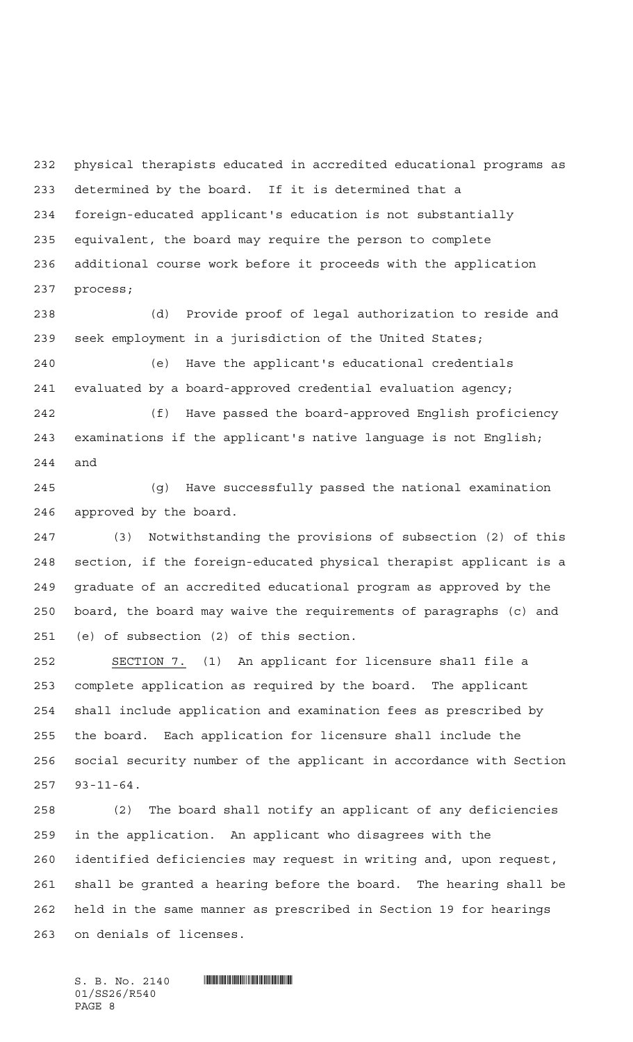physical therapists educated in accredited educational programs as determined by the board. If it is determined that a foreign-educated applicant's education is not substantially equivalent, the board may require the person to complete additional course work before it proceeds with the application process;

(d) Provide proof of legal authorization to reside and seek employment in a jurisdiction of the United States;

(e) Have the applicant's educational credentials evaluated by a board-approved credential evaluation agency;

(f) Have passed the board-approved English proficiency examinations if the applicant's native language is not English; and

(g) Have successfully passed the national examination approved by the board.

(3) Notwithstanding the provisions of subsection (2) of this section, if the foreign-educated physical therapist applicant is a graduate of an accredited educational program as approved by the board, the board may waive the requirements of paragraphs (c) and (e) of subsection (2) of this section.

SECTION 7. (1) An applicant for licensure shall file a complete application as required by the board. The applicant shall include application and examination fees as prescribed by the board. Each application for licensure shall include the social security number of the applicant in accordance with Section 93-11-64.

(2) The board shall notify an applicant of any deficiencies in the application. An applicant who disagrees with the identified deficiencies may request in writing and, upon request, shall be granted a hearing before the board. The hearing shall be held in the same manner as prescribed in Section 19 for hearings on denials of licenses.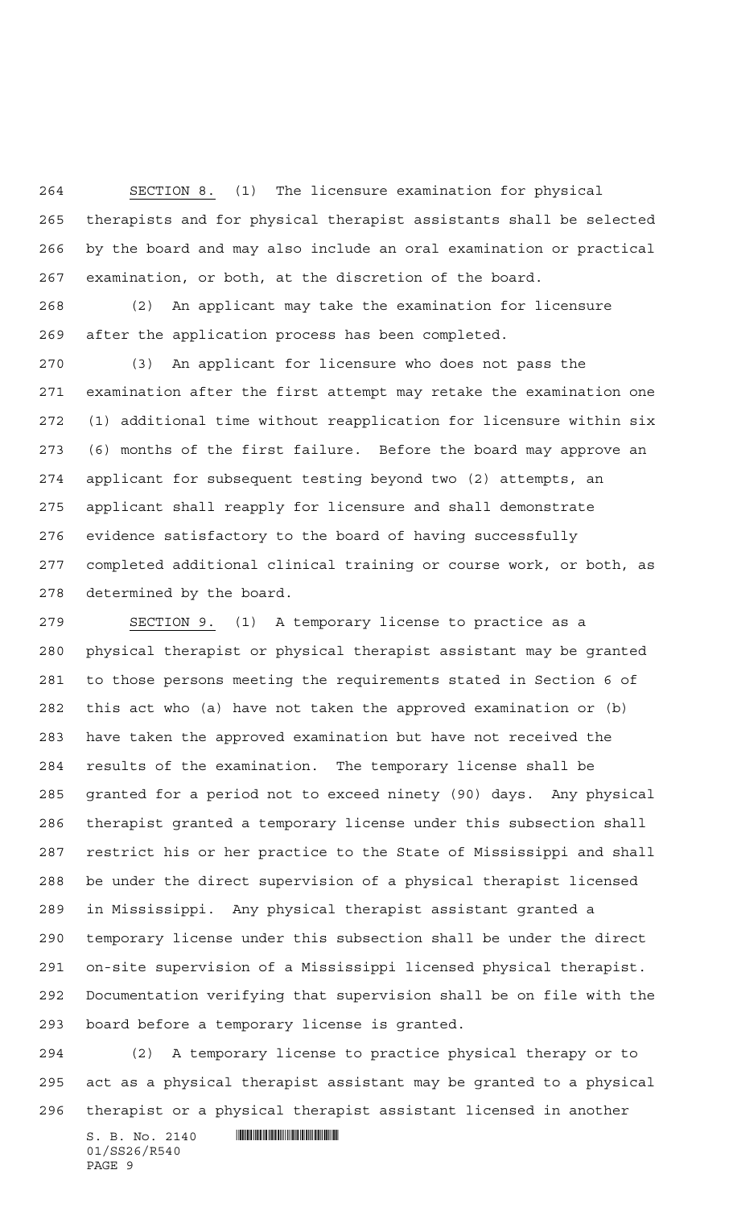SECTION 8. (1) The licensure examination for physical therapists and for physical therapist assistants shall be selected by the board and may also include an oral examination or practical examination, or both, at the discretion of the board.

(2) An applicant may take the examination for licensure after the application process has been completed.

(3) An applicant for licensure who does not pass the examination after the first attempt may retake the examination one (1) additional time without reapplication for licensure within six (6) months of the first failure. Before the board may approve an applicant for subsequent testing beyond two (2) attempts, an applicant shall reapply for licensure and shall demonstrate evidence satisfactory to the board of having successfully completed additional clinical training or course work, or both, as determined by the board.

SECTION 9. (1) A temporary license to practice as a physical therapist or physical therapist assistant may be granted to those persons meeting the requirements stated in Section 6 of this act who (a) have not taken the approved examination or (b) have taken the approved examination but have not received the results of the examination. The temporary license shall be granted for a period not to exceed ninety (90) days. Any physical therapist granted a temporary license under this subsection shall restrict his or her practice to the State of Mississippi and shall be under the direct supervision of a physical therapist licensed in Mississippi. Any physical therapist assistant granted a temporary license under this subsection shall be under the direct on-site supervision of a Mississippi licensed physical therapist. Documentation verifying that supervision shall be on file with the board before a temporary license is granted.

(2) A temporary license to practice physical therapy or to act as a physical therapist assistant may be granted to a physical therapist or a physical therapist assistant licensed in another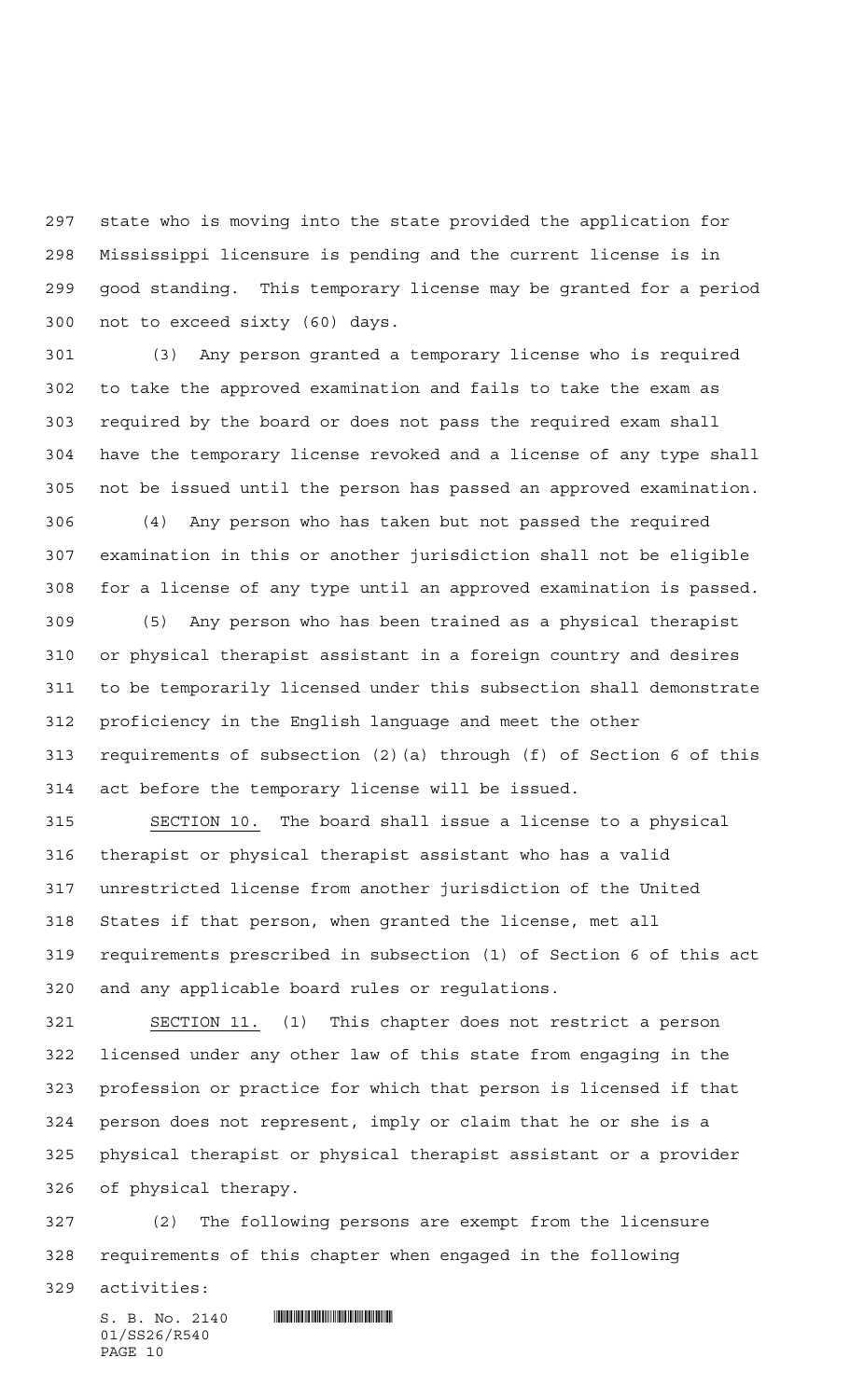state who is moving into the state provided the application for Mississippi licensure is pending and the current license is in good standing. This temporary license may be granted for a period not to exceed sixty (60) days.

(3) Any person granted a temporary license who is required to take the approved examination and fails to take the exam as required by the board or does not pass the required exam shall have the temporary license revoked and a license of any type shall not be issued until the person has passed an approved examination.

(4) Any person who has taken but not passed the required examination in this or another jurisdiction shall not be eligible for a license of any type until an approved examination is passed.

(5) Any person who has been trained as a physical therapist or physical therapist assistant in a foreign country and desires to be temporarily licensed under this subsection shall demonstrate proficiency in the English language and meet the other requirements of subsection (2)(a) through (f) of Section 6 of this act before the temporary license will be issued.

SECTION 10. The board shall issue a license to a physical therapist or physical therapist assistant who has a valid unrestricted license from another jurisdiction of the United States if that person, when granted the license, met all requirements prescribed in subsection (1) of Section 6 of this act and any applicable board rules or regulations.

SECTION 11. (1) This chapter does not restrict a person licensed under any other law of this state from engaging in the profession or practice for which that person is licensed if that person does not represent, imply or claim that he or she is a physical therapist or physical therapist assistant or a provider of physical therapy.

(2) The following persons are exempt from the licensure requirements of this chapter when engaged in the following activities: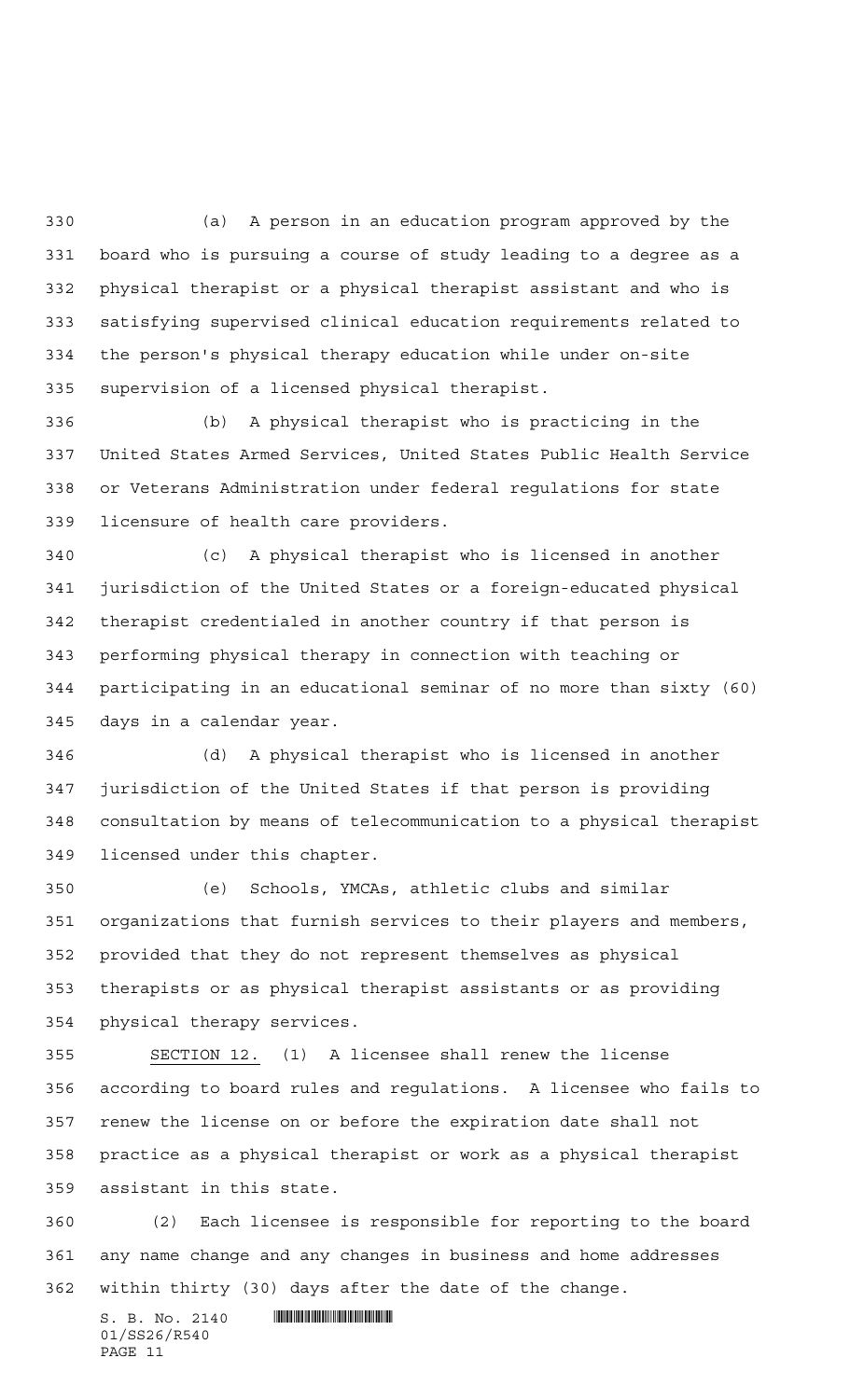(a) A person in an education program approved by the board who is pursuing a course of study leading to a degree as a physical therapist or a physical therapist assistant and who is satisfying supervised clinical education requirements related to the person's physical therapy education while under on-site supervision of a licensed physical therapist.

(b) A physical therapist who is practicing in the United States Armed Services, United States Public Health Service or Veterans Administration under federal regulations for state licensure of health care providers.

(c) A physical therapist who is licensed in another jurisdiction of the United States or a foreign-educated physical therapist credentialed in another country if that person is performing physical therapy in connection with teaching or participating in an educational seminar of no more than sixty (60) days in a calendar year.

(d) A physical therapist who is licensed in another jurisdiction of the United States if that person is providing consultation by means of telecommunication to a physical therapist licensed under this chapter.

(e) Schools, YMCAs, athletic clubs and similar organizations that furnish services to their players and members, provided that they do not represent themselves as physical therapists or as physical therapist assistants or as providing physical therapy services.

SECTION 12. (1) A licensee shall renew the license according to board rules and regulations. A licensee who fails to renew the license on or before the expiration date shall not practice as a physical therapist or work as a physical therapist assistant in this state.

(2) Each licensee is responsible for reporting to the board any name change and any changes in business and home addresses within thirty (30) days after the date of the change.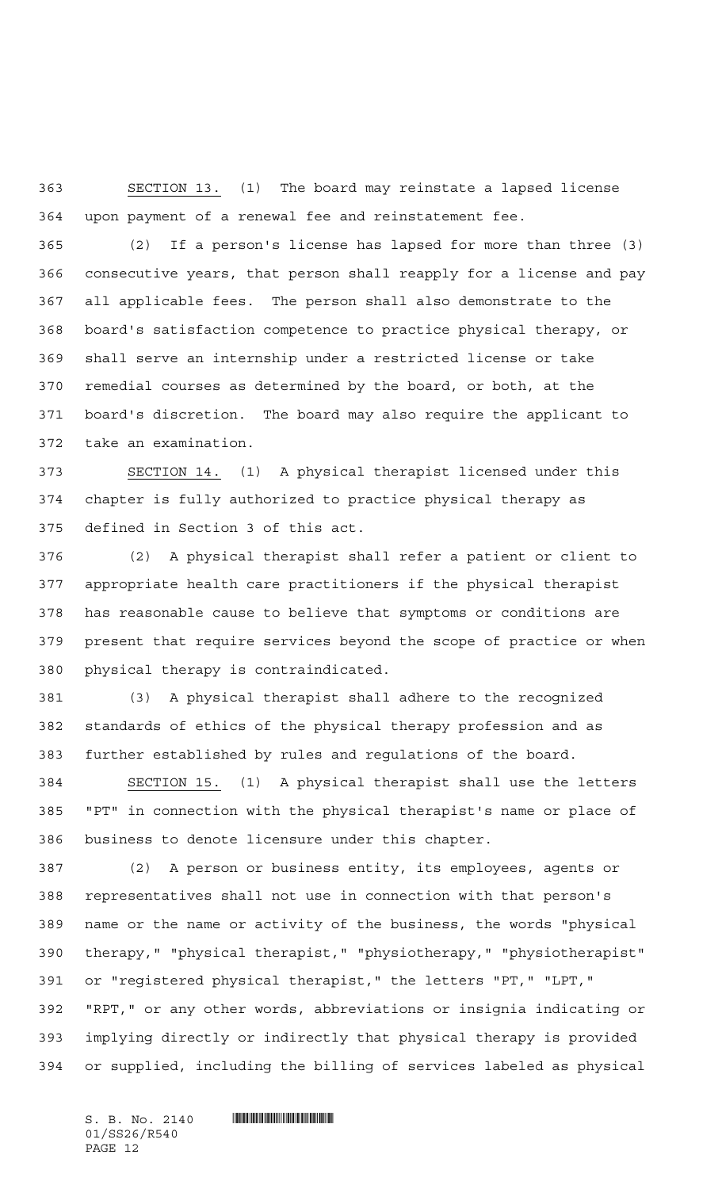SECTION 13. (1) The board may reinstate a lapsed license upon payment of a renewal fee and reinstatement fee.

(2) If a person's license has lapsed for more than three (3) consecutive years, that person shall reapply for a license and pay all applicable fees. The person shall also demonstrate to the board's satisfaction competence to practice physical therapy, or shall serve an internship under a restricted license or take remedial courses as determined by the board, or both, at the board's discretion. The board may also require the applicant to take an examination.

SECTION 14. (1) A physical therapist licensed under this chapter is fully authorized to practice physical therapy as defined in Section 3 of this act.

(2) A physical therapist shall refer a patient or client to appropriate health care practitioners if the physical therapist has reasonable cause to believe that symptoms or conditions are present that require services beyond the scope of practice or when physical therapy is contraindicated.

(3) A physical therapist shall adhere to the recognized standards of ethics of the physical therapy profession and as further established by rules and regulations of the board.

SECTION 15. (1) A physical therapist shall use the letters "PT" in connection with the physical therapist's name or place of business to denote licensure under this chapter.

(2) A person or business entity, its employees, agents or representatives shall not use in connection with that person's name or the name or activity of the business, the words "physical therapy," "physical therapist," "physiotherapy," "physiotherapist" or "registered physical therapist," the letters "PT," "LPT," "RPT," or any other words, abbreviations or insignia indicating or implying directly or indirectly that physical therapy is provided or supplied, including the billing of services labeled as physical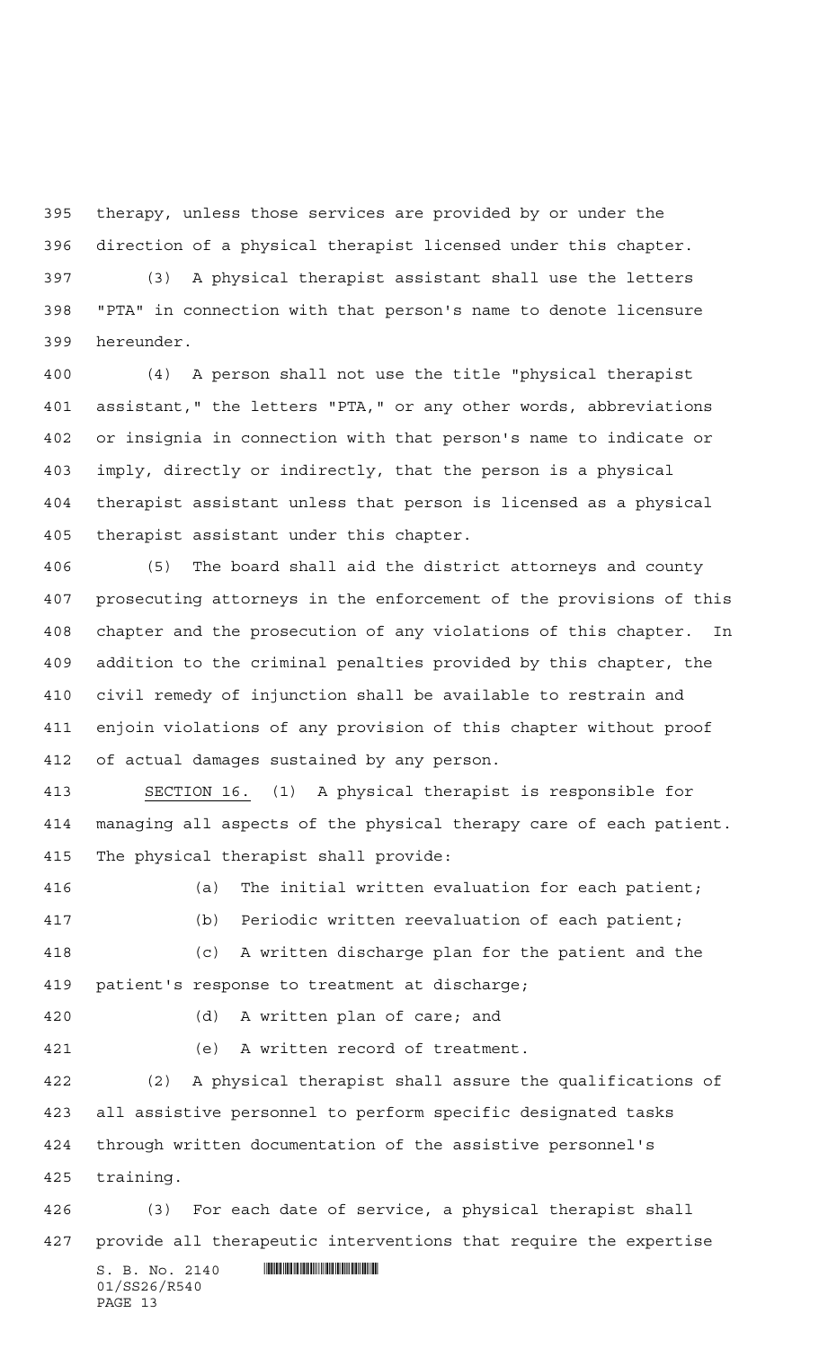therapy, unless those services are provided by or under the direction of a physical therapist licensed under this chapter.

(3) A physical therapist assistant shall use the letters "PTA" in connection with that person's name to denote licensure hereunder.

(4) A person shall not use the title "physical therapist assistant," the letters "PTA," or any other words, abbreviations or insignia in connection with that person's name to indicate or imply, directly or indirectly, that the person is a physical therapist assistant unless that person is licensed as a physical therapist assistant under this chapter.

(5) The board shall aid the district attorneys and county prosecuting attorneys in the enforcement of the provisions of this chapter and the prosecution of any violations of this chapter. In addition to the criminal penalties provided by this chapter, the civil remedy of injunction shall be available to restrain and enjoin violations of any provision of this chapter without proof of actual damages sustained by any person.

SECTION 16. (1) A physical therapist is responsible for managing all aspects of the physical therapy care of each patient. The physical therapist shall provide:

(a) The initial written evaluation for each patient;

(b) Periodic written reevaluation of each patient;

(c) A written discharge plan for the patient and the patient's response to treatment at discharge;

(d) A written plan of care; and

(e) A written record of treatment.

(2) A physical therapist shall assure the qualifications of all assistive personnel to perform specific designated tasks through written documentation of the assistive personnel's training.

(3) For each date of service, a physical therapist shall provide all therapeutic interventions that require the expertise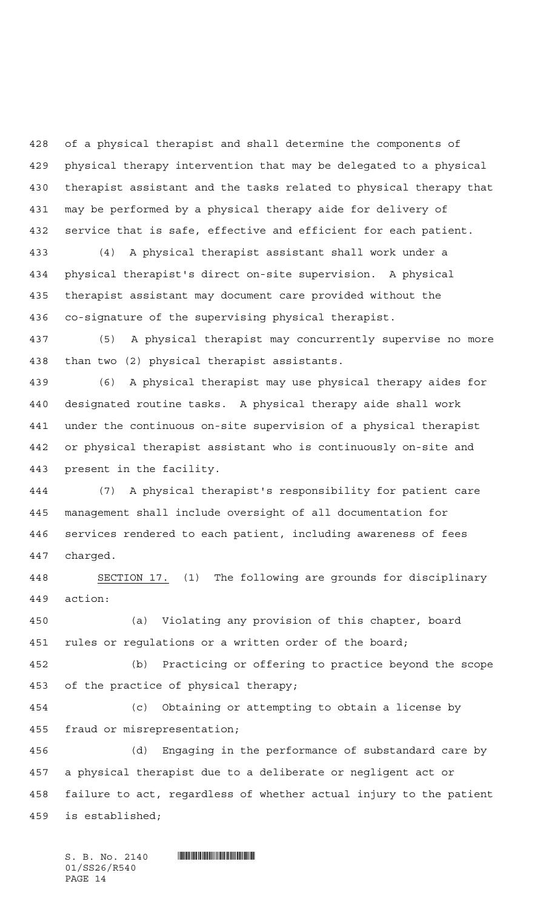of a physical therapist and shall determine the components of physical therapy intervention that may be delegated to a physical therapist assistant and the tasks related to physical therapy that may be performed by a physical therapy aide for delivery of service that is safe, effective and efficient for each patient.

(4) A physical therapist assistant shall work under a physical therapist's direct on-site supervision. A physical therapist assistant may document care provided without the co-signature of the supervising physical therapist.

(5) A physical therapist may concurrently supervise no more than two (2) physical therapist assistants.

(6) A physical therapist may use physical therapy aides for designated routine tasks. A physical therapy aide shall work under the continuous on-site supervision of a physical therapist or physical therapist assistant who is continuously on-site and present in the facility.

(7) A physical therapist's responsibility for patient care management shall include oversight of all documentation for services rendered to each patient, including awareness of fees charged.

SECTION 17. (1) The following are grounds for disciplinary action:

(a) Violating any provision of this chapter, board rules or regulations or a written order of the board;

(b) Practicing or offering to practice beyond the scope of the practice of physical therapy;

(c) Obtaining or attempting to obtain a license by fraud or misrepresentation;

(d) Engaging in the performance of substandard care by a physical therapist due to a deliberate or negligent act or failure to act, regardless of whether actual injury to the patient is established;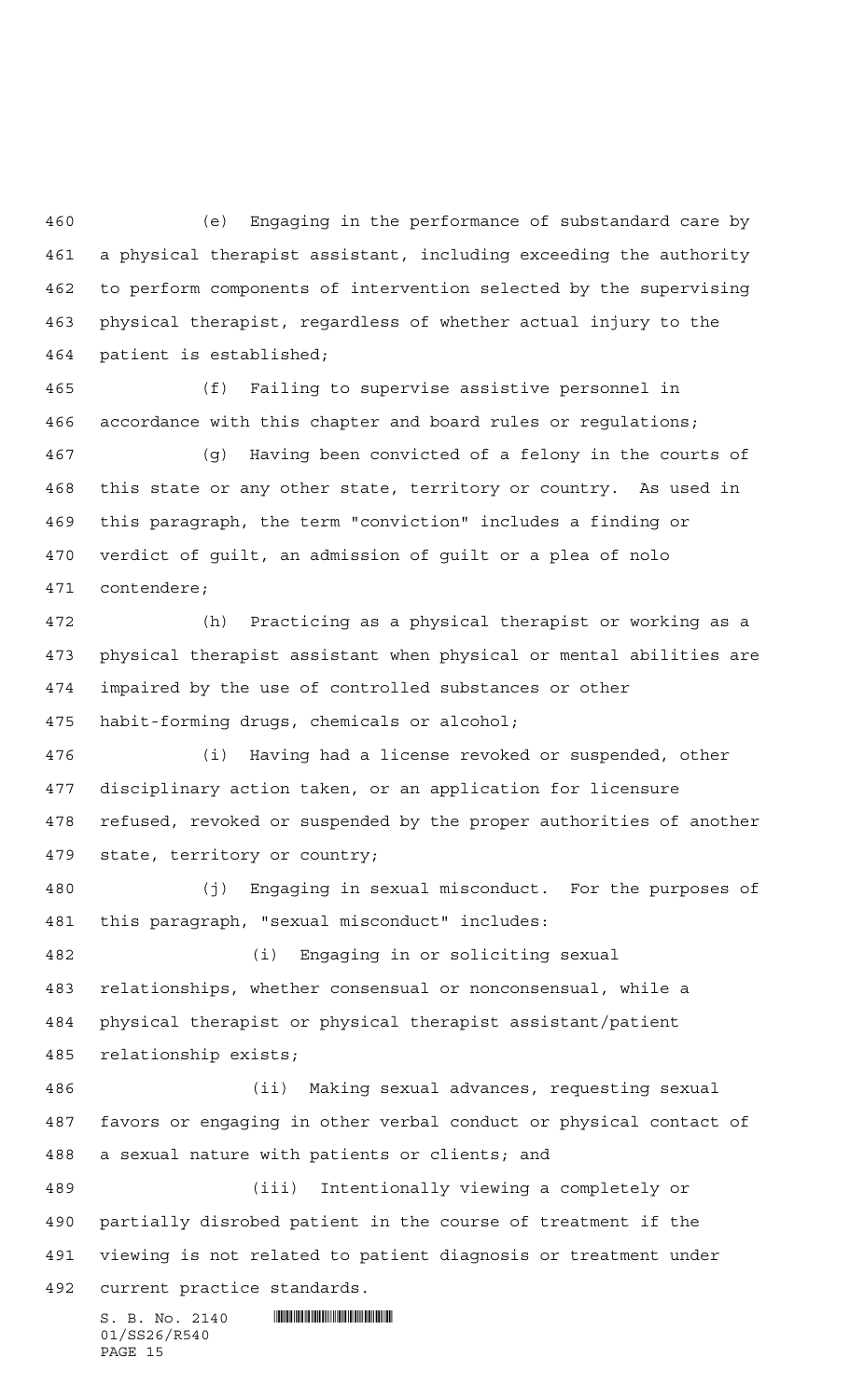(e) Engaging in the performance of substandard care by a physical therapist assistant, including exceeding the authority to perform components of intervention selected by the supervising physical therapist, regardless of whether actual injury to the patient is established;

(f) Failing to supervise assistive personnel in accordance with this chapter and board rules or regulations;

(g) Having been convicted of a felony in the courts of this state or any other state, territory or country. As used in this paragraph, the term "conviction" includes a finding or verdict of guilt, an admission of guilt or a plea of nolo contendere;

(h) Practicing as a physical therapist or working as a physical therapist assistant when physical or mental abilities are impaired by the use of controlled substances or other habit-forming drugs, chemicals or alcohol;

(i) Having had a license revoked or suspended, other disciplinary action taken, or an application for licensure refused, revoked or suspended by the proper authorities of another state, territory or country;

(j) Engaging in sexual misconduct. For the purposes of this paragraph, "sexual misconduct" includes:

(i) Engaging in or soliciting sexual relationships, whether consensual or nonconsensual, while a physical therapist or physical therapist assistant/patient relationship exists;

(ii) Making sexual advances, requesting sexual favors or engaging in other verbal conduct or physical contact of a sexual nature with patients or clients; and

(iii) Intentionally viewing a completely or partially disrobed patient in the course of treatment if the viewing is not related to patient diagnosis or treatment under current practice standards.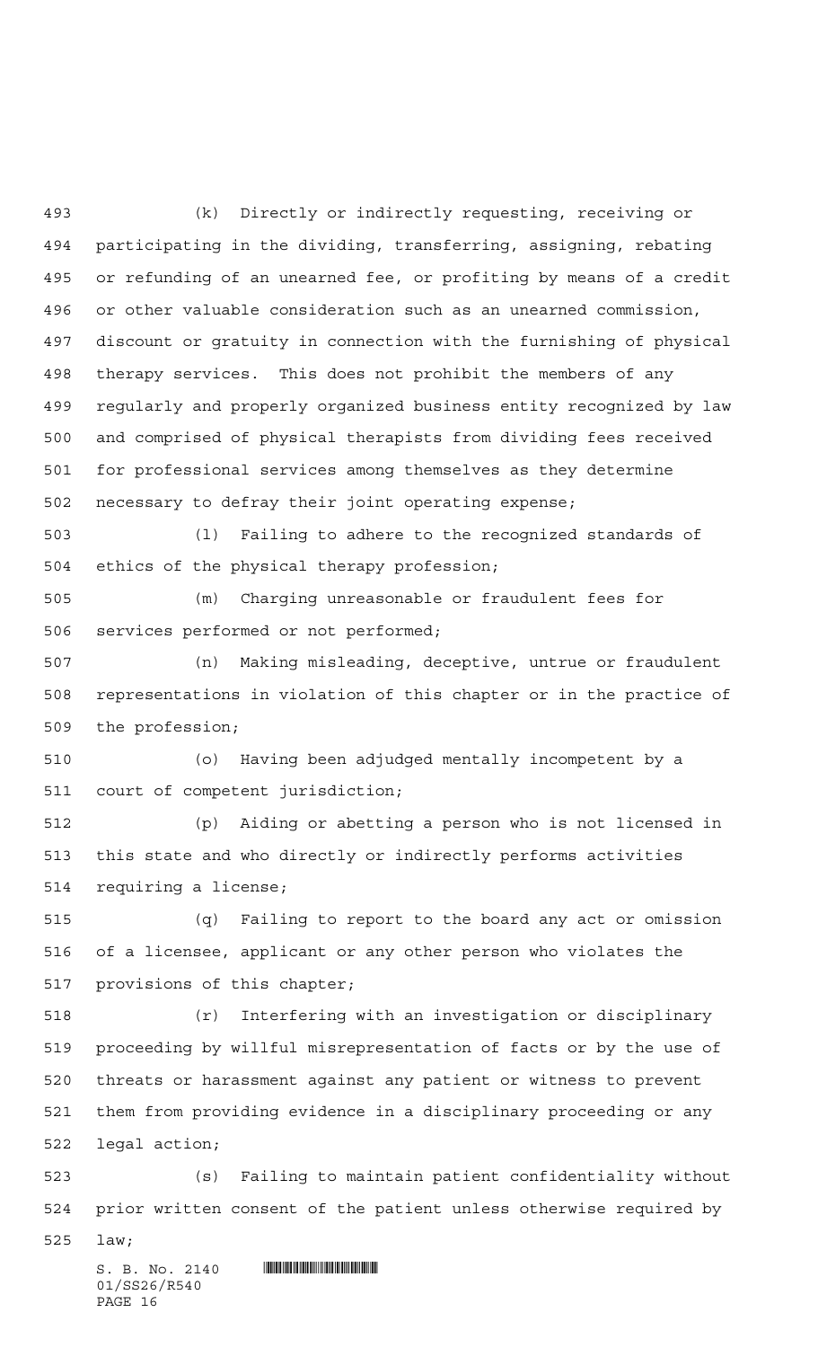(k) Directly or indirectly requesting, receiving or participating in the dividing, transferring, assigning, rebating or refunding of an unearned fee, or profiting by means of a credit or other valuable consideration such as an unearned commission, discount or gratuity in connection with the furnishing of physical therapy services. This does not prohibit the members of any regularly and properly organized business entity recognized by law and comprised of physical therapists from dividing fees received for professional services among themselves as they determine necessary to defray their joint operating expense;

(l) Failing to adhere to the recognized standards of ethics of the physical therapy profession;

(m) Charging unreasonable or fraudulent fees for services performed or not performed;

(n) Making misleading, deceptive, untrue or fraudulent representations in violation of this chapter or in the practice of the profession;

(o) Having been adjudged mentally incompetent by a court of competent jurisdiction;

(p) Aiding or abetting a person who is not licensed in this state and who directly or indirectly performs activities requiring a license;

(q) Failing to report to the board any act or omission of a licensee, applicant or any other person who violates the provisions of this chapter;

(r) Interfering with an investigation or disciplinary proceeding by willful misrepresentation of facts or by the use of threats or harassment against any patient or witness to prevent them from providing evidence in a disciplinary proceeding or any legal action;

(s) Failing to maintain patient confidentiality without prior written consent of the patient unless otherwise required by law;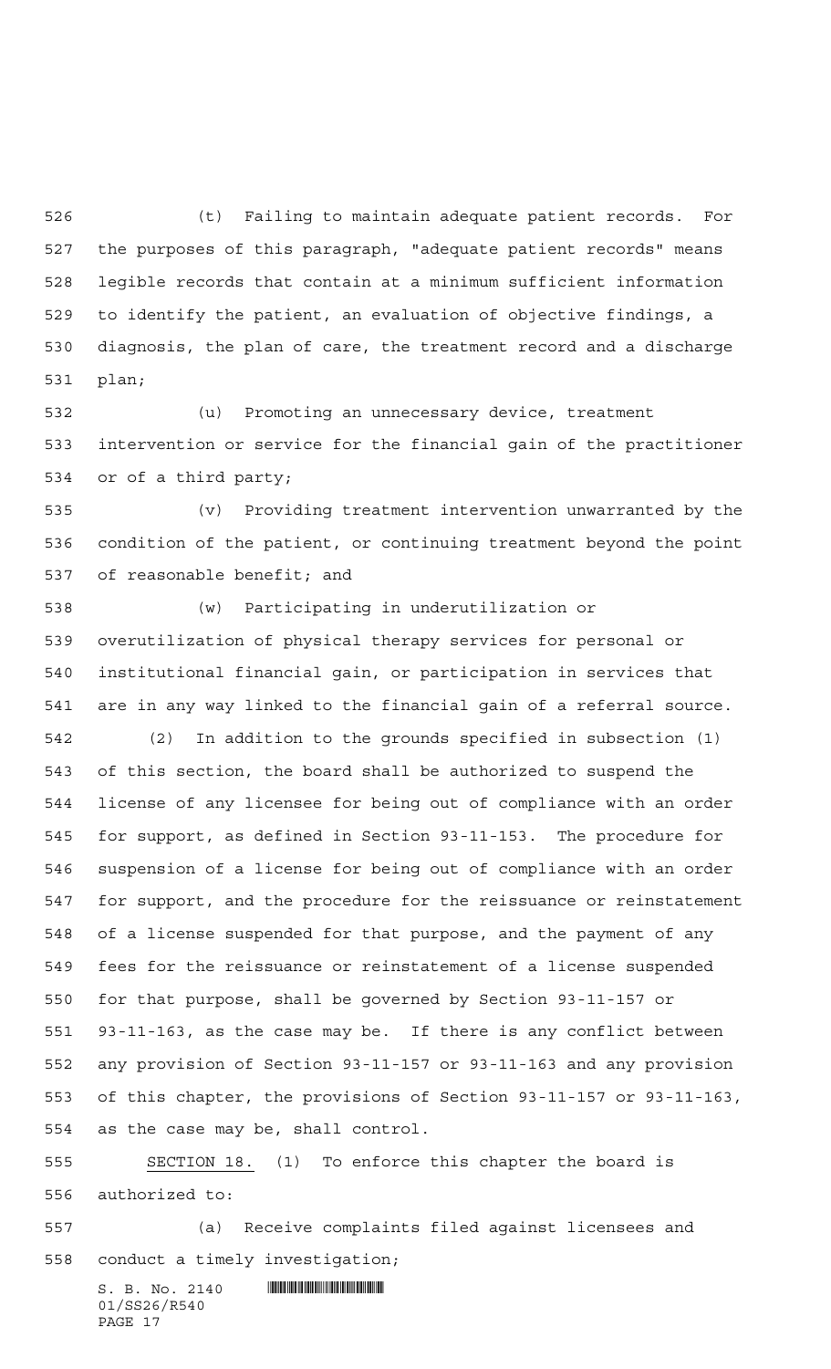(t) Failing to maintain adequate patient records. For the purposes of this paragraph, "adequate patient records" means legible records that contain at a minimum sufficient information to identify the patient, an evaluation of objective findings, a diagnosis, the plan of care, the treatment record and a discharge plan;

(u) Promoting an unnecessary device, treatment intervention or service for the financial gain of the practitioner or of a third party;

(v) Providing treatment intervention unwarranted by the condition of the patient, or continuing treatment beyond the point of reasonable benefit; and

(w) Participating in underutilization or overutilization of physical therapy services for personal or institutional financial gain, or participation in services that are in any way linked to the financial gain of a referral source.

(2) In addition to the grounds specified in subsection (1) of this section, the board shall be authorized to suspend the license of any licensee for being out of compliance with an order for support, as defined in Section 93-11-153. The procedure for suspension of a license for being out of compliance with an order for support, and the procedure for the reissuance or reinstatement of a license suspended for that purpose, and the payment of any fees for the reissuance or reinstatement of a license suspended for that purpose, shall be governed by Section 93-11-157 or 93-11-163, as the case may be. If there is any conflict between any provision of Section 93-11-157 or 93-11-163 and any provision of this chapter, the provisions of Section 93-11-157 or 93-11-163, as the case may be, shall control.

SECTION 18. (1) To enforce this chapter the board is authorized to:

(a) Receive complaints filed against licensees and conduct a timely investigation;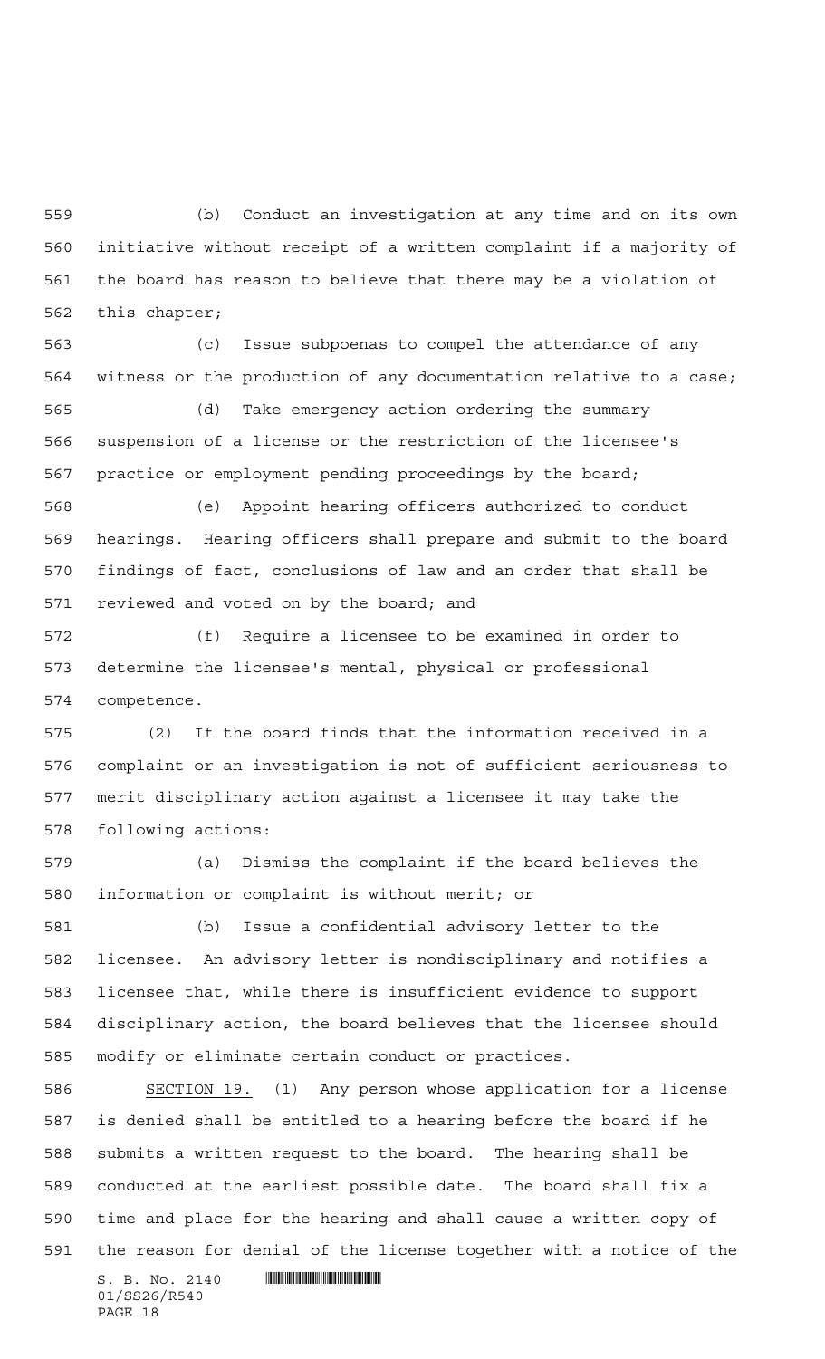(b) Conduct an investigation at any time and on its own initiative without receipt of a written complaint if a majority of the board has reason to believe that there may be a violation of this chapter;

(c) Issue subpoenas to compel the attendance of any witness or the production of any documentation relative to a case;

(d) Take emergency action ordering the summary suspension of a license or the restriction of the licensee's practice or employment pending proceedings by the board;

(e) Appoint hearing officers authorized to conduct hearings. Hearing officers shall prepare and submit to the board findings of fact, conclusions of law and an order that shall be reviewed and voted on by the board; and

(f) Require a licensee to be examined in order to determine the licensee's mental, physical or professional competence.

(2) If the board finds that the information received in a complaint or an investigation is not of sufficient seriousness to merit disciplinary action against a licensee it may take the following actions:

(a) Dismiss the complaint if the board believes the information or complaint is without merit; or

(b) Issue a confidential advisory letter to the licensee. An advisory letter is nondisciplinary and notifies a licensee that, while there is insufficient evidence to support disciplinary action, the board believes that the licensee should modify or eliminate certain conduct or practices.

SECTION 19. (1) Any person whose application for a license is denied shall be entitled to a hearing before the board if he submits a written request to the board. The hearing shall be conducted at the earliest possible date. The board shall fix a time and place for the hearing and shall cause a written copy of the reason for denial of the license together with a notice of the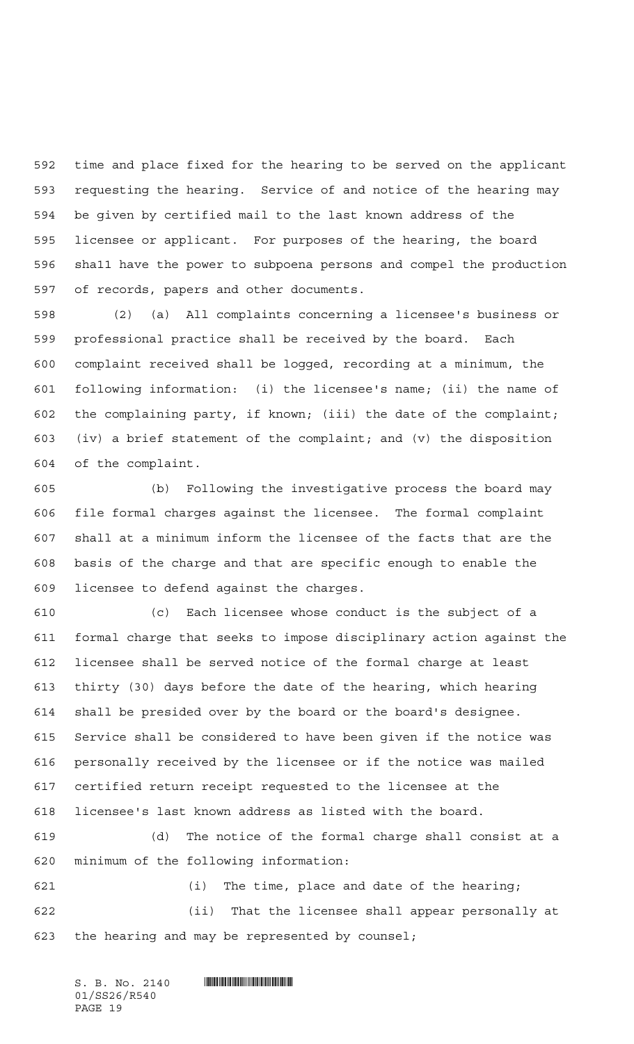time and place fixed for the hearing to be served on the applicant requesting the hearing. Service of and notice of the hearing may be given by certified mail to the last known address of the licensee or applicant. For purposes of the hearing, the board shall have the power to subpoena persons and compel the production of records, papers and other documents.

(2) (a) All complaints concerning a licensee's business or professional practice shall be received by the board. Each complaint received shall be logged, recording at a minimum, the following information: (i) the licensee's name; (ii) the name of the complaining party, if known; (iii) the date of the complaint; (iv) a brief statement of the complaint; and (v) the disposition of the complaint.

(b) Following the investigative process the board may file formal charges against the licensee. The formal complaint shall at a minimum inform the licensee of the facts that are the basis of the charge and that are specific enough to enable the licensee to defend against the charges.

(c) Each licensee whose conduct is the subject of a formal charge that seeks to impose disciplinary action against the licensee shall be served notice of the formal charge at least thirty (30) days before the date of the hearing, which hearing shall be presided over by the board or the board's designee. Service shall be considered to have been given if the notice was personally received by the licensee or if the notice was mailed certified return receipt requested to the licensee at the licensee's last known address as listed with the board.

(d) The notice of the formal charge shall consist at a minimum of the following information:

(i) The time, place and date of the hearing;

(ii) That the licensee shall appear personally at the hearing and may be represented by counsel;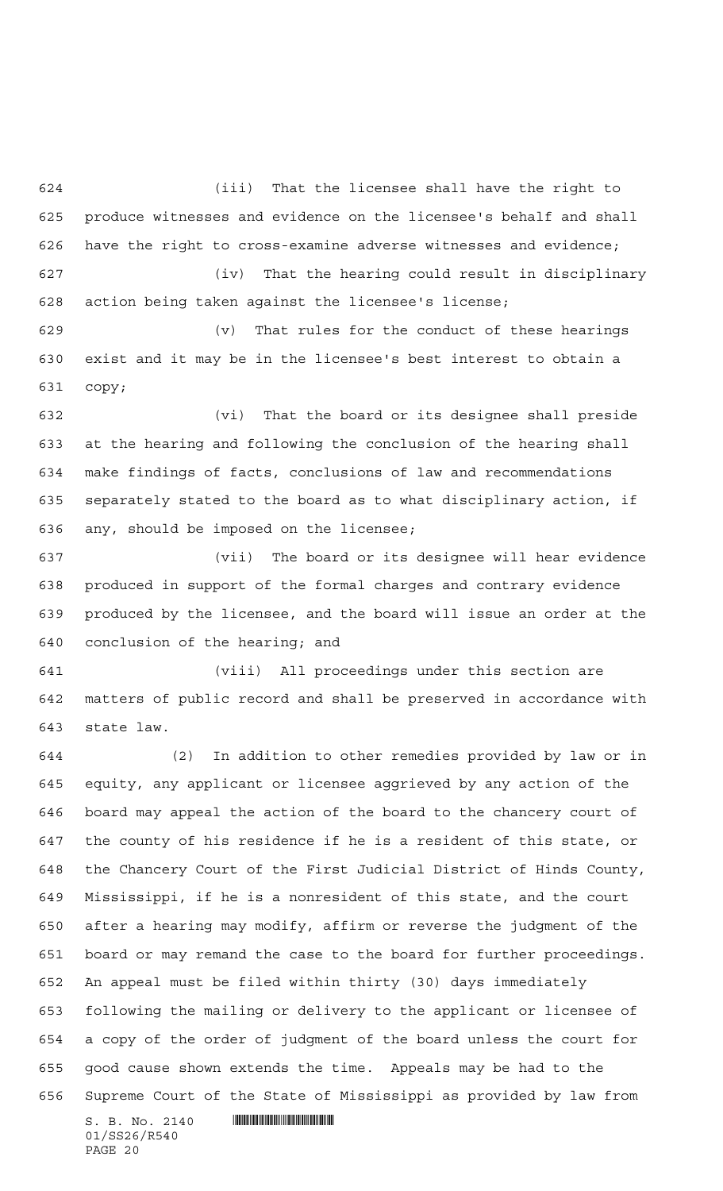(iii) That the licensee shall have the right to produce witnesses and evidence on the licensee's behalf and shall have the right to cross-examine adverse witnesses and evidence;

(iv) That the hearing could result in disciplinary action being taken against the licensee's license;

(v) That rules for the conduct of these hearings exist and it may be in the licensee's best interest to obtain a copy;

(vi) That the board or its designee shall preside at the hearing and following the conclusion of the hearing shall make findings of facts, conclusions of law and recommendations separately stated to the board as to what disciplinary action, if any, should be imposed on the licensee;

(vii) The board or its designee will hear evidence produced in support of the formal charges and contrary evidence produced by the licensee, and the board will issue an order at the conclusion of the hearing; and

(viii) All proceedings under this section are matters of public record and shall be preserved in accordance with state law.

(2) In addition to other remedies provided by law or in equity, any applicant or licensee aggrieved by any action of the board may appeal the action of the board to the chancery court of the county of his residence if he is a resident of this state, or the Chancery Court of the First Judicial District of Hinds County, Mississippi, if he is a nonresident of this state, and the court after a hearing may modify, affirm or reverse the judgment of the board or may remand the case to the board for further proceedings. An appeal must be filed within thirty (30) days immediately following the mailing or delivery to the applicant or licensee of a copy of the order of judgment of the board unless the court for good cause shown extends the time. Appeals may be had to the Supreme Court of the State of Mississippi as provided by law from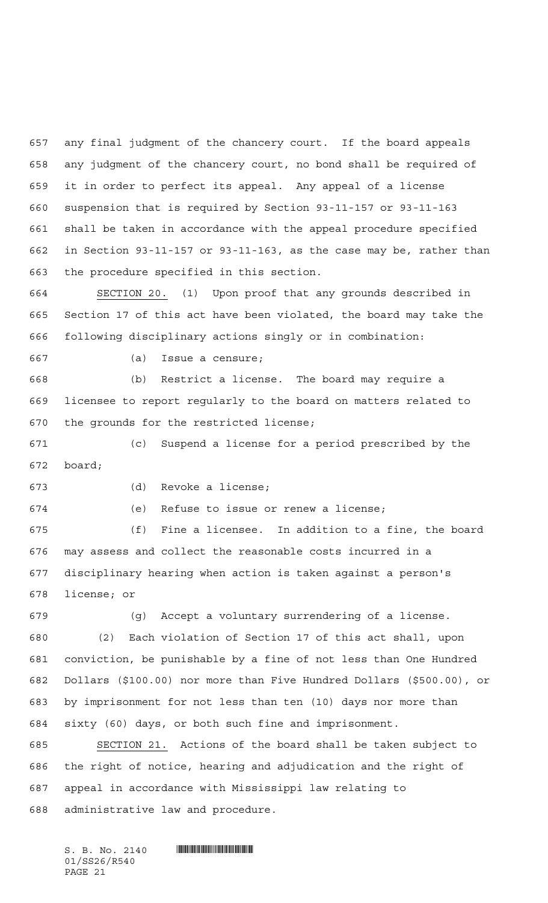any final judgment of the chancery court. If the board appeals any judgment of the chancery court, no bond shall be required of it in order to perfect its appeal. Any appeal of a license suspension that is required by Section 93-11-157 or 93-11-163 shall be taken in accordance with the appeal procedure specified in Section 93-11-157 or 93-11-163, as the case may be, rather than the procedure specified in this section.

SECTION 20. (1) Upon proof that any grounds described in Section 17 of this act have been violated, the board may take the following disciplinary actions singly or in combination:

(a) Issue a censure;

(b) Restrict a license. The board may require a licensee to report regularly to the board on matters related to the grounds for the restricted license;

(c) Suspend a license for a period prescribed by the board;

(d) Revoke a license;

(e) Refuse to issue or renew a license;

(f) Fine a licensee. In addition to a fine, the board may assess and collect the reasonable costs incurred in a disciplinary hearing when action is taken against a person's license; or

(g) Accept a voluntary surrendering of a license.

(2) Each violation of Section 17 of this act shall, upon conviction, be punishable by a fine of not less than One Hundred Dollars ($100.00) nor more than Five Hundred Dollars ($500.00), or by imprisonment for not less than ten (10) days nor more than sixty (60) days, or both such fine and imprisonment.

SECTION 21. Actions of the board shall be taken subject to the right of notice, hearing and adjudication and the right of appeal in accordance with Mississippi law relating to administrative law and procedure.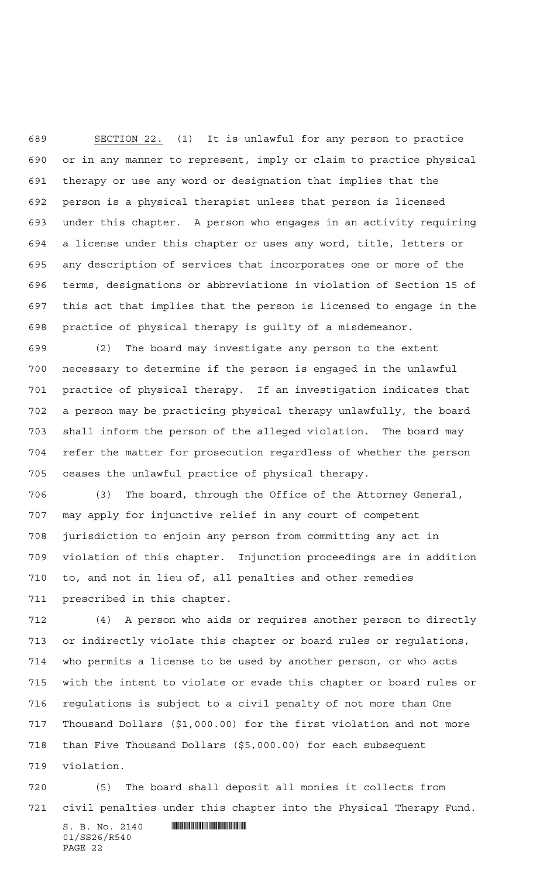SECTION 22. (1) It is unlawful for any person to practice or in any manner to represent, imply or claim to practice physical therapy or use any word or designation that implies that the person is a physical therapist unless that person is licensed under this chapter. A person who engages in an activity requiring a license under this chapter or uses any word, title, letters or any description of services that incorporates one or more of the terms, designations or abbreviations in violation of Section 15 of this act that implies that the person is licensed to engage in the practice of physical therapy is guilty of a misdemeanor.

(2) The board may investigate any person to the extent necessary to determine if the person is engaged in the unlawful practice of physical therapy. If an investigation indicates that a person may be practicing physical therapy unlawfully, the board shall inform the person of the alleged violation. The board may refer the matter for prosecution regardless of whether the person ceases the unlawful practice of physical therapy.

(3) The board, through the Office of the Attorney General, may apply for injunctive relief in any court of competent jurisdiction to enjoin any person from committing any act in violation of this chapter. Injunction proceedings are in addition to, and not in lieu of, all penalties and other remedies prescribed in this chapter.

(4) A person who aids or requires another person to directly or indirectly violate this chapter or board rules or regulations, who permits a license to be used by another person, or who acts with the intent to violate or evade this chapter or board rules or regulations is subject to a civil penalty of not more than One Thousand Dollars ($1,000.00) for the first violation and not more than Five Thousand Dollars ($5,000.00) for each subsequent violation.

(5) The board shall deposit all monies it collects from civil penalties under this chapter into the Physical Therapy Fund.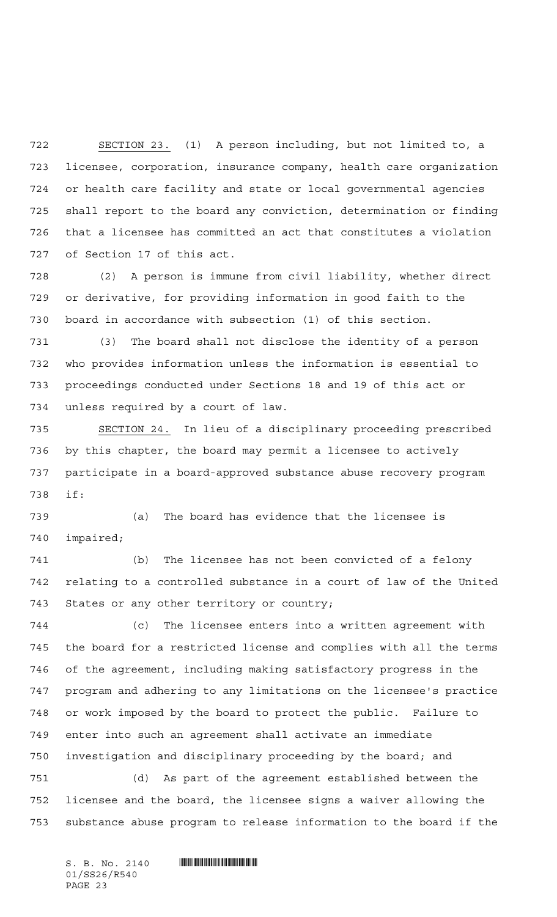SECTION 23. (1) A person including, but not limited to, a licensee, corporation, insurance company, health care organization or health care facility and state or local governmental agencies shall report to the board any conviction, determination or finding that a licensee has committed an act that constitutes a violation of Section 17 of this act.

(2) A person is immune from civil liability, whether direct or derivative, for providing information in good faith to the board in accordance with subsection (1) of this section.

(3) The board shall not disclose the identity of a person who provides information unless the information is essential to proceedings conducted under Sections 18 and 19 of this act or unless required by a court of law.

SECTION 24. In lieu of a disciplinary proceeding prescribed by this chapter, the board may permit a licensee to actively participate in a board-approved substance abuse recovery program if:

(a) The board has evidence that the licensee is impaired;

(b) The licensee has not been convicted of a felony relating to a controlled substance in a court of law of the United States or any other territory or country;

(c) The licensee enters into a written agreement with the board for a restricted license and complies with all the terms of the agreement, including making satisfactory progress in the program and adhering to any limitations on the licensee's practice or work imposed by the board to protect the public. Failure to enter into such an agreement shall activate an immediate investigation and disciplinary proceeding by the board; and

(d) As part of the agreement established between the licensee and the board, the licensee signs a waiver allowing the substance abuse program to release information to the board if the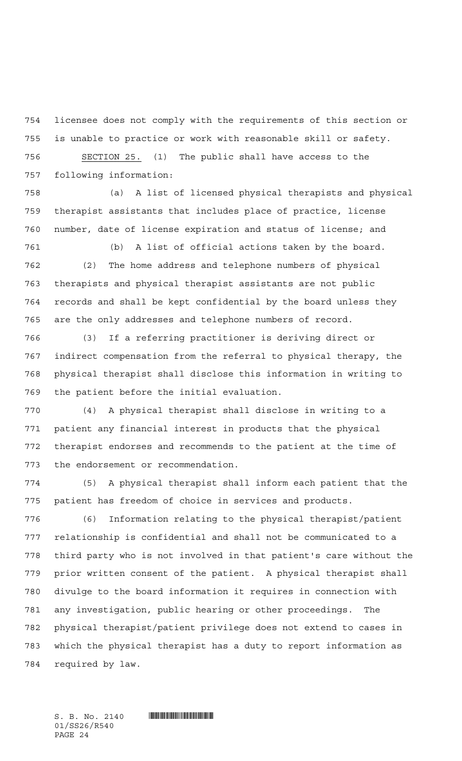licensee does not comply with the requirements of this section or is unable to practice or work with reasonable skill or safety.

SECTION 25. (1) The public shall have access to the following information:

(a) A list of licensed physical therapists and physical therapist assistants that includes place of practice, license number, date of license expiration and status of license; and

(b) A list of official actions taken by the board.

(2) The home address and telephone numbers of physical therapists and physical therapist assistants are not public records and shall be kept confidential by the board unless they are the only addresses and telephone numbers of record.

(3) If a referring practitioner is deriving direct or indirect compensation from the referral to physical therapy, the physical therapist shall disclose this information in writing to the patient before the initial evaluation.

(4) A physical therapist shall disclose in writing to a patient any financial interest in products that the physical therapist endorses and recommends to the patient at the time of the endorsement or recommendation.

(5) A physical therapist shall inform each patient that the patient has freedom of choice in services and products.

(6) Information relating to the physical therapist/patient relationship is confidential and shall not be communicated to a third party who is not involved in that patient's care without the prior written consent of the patient. A physical therapist shall divulge to the board information it requires in connection with any investigation, public hearing or other proceedings. The physical therapist/patient privilege does not extend to cases in which the physical therapist has a duty to report information as required by law.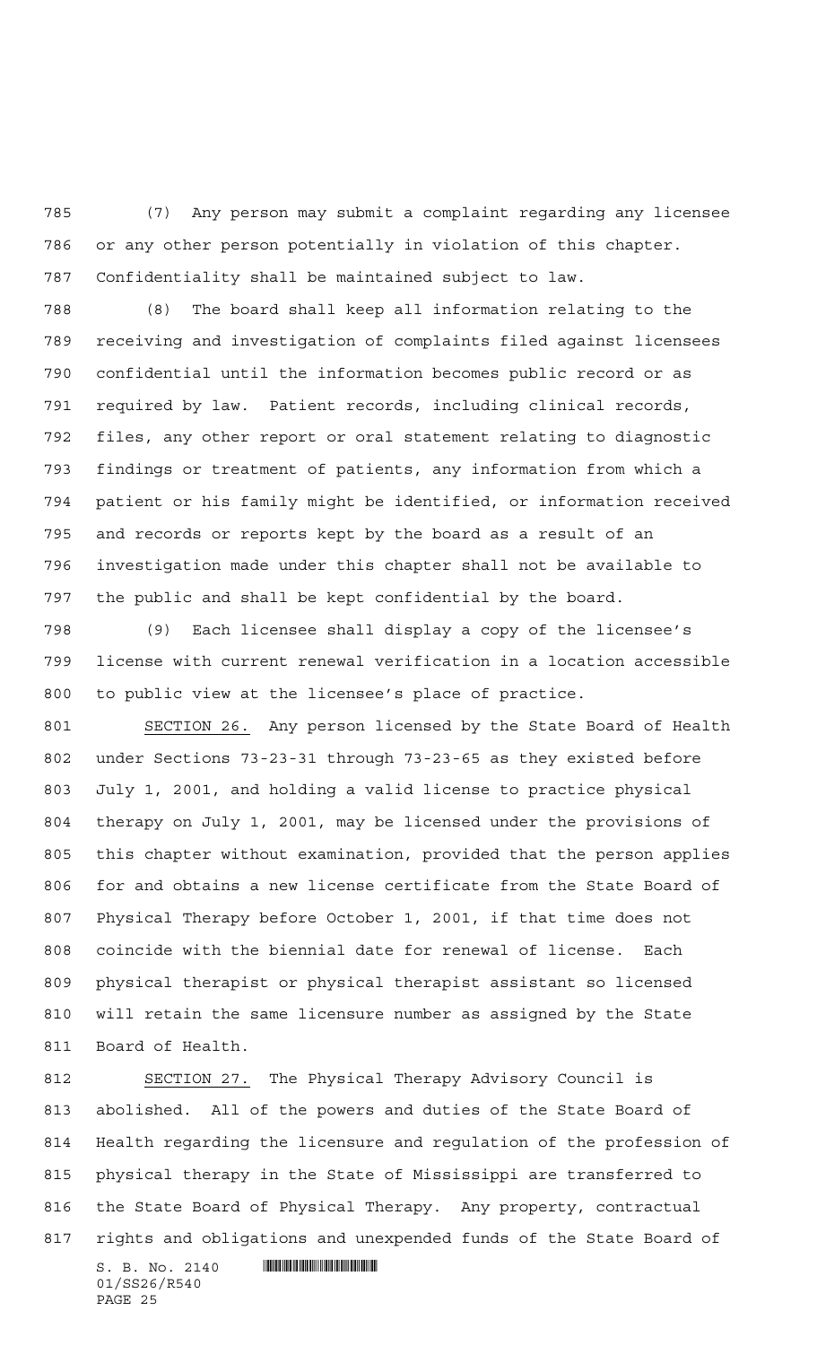(7) Any person may submit a complaint regarding any licensee or any other person potentially in violation of this chapter. Confidentiality shall be maintained subject to law.

(8) The board shall keep all information relating to the receiving and investigation of complaints filed against licensees confidential until the information becomes public record or as required by law. Patient records, including clinical records, files, any other report or oral statement relating to diagnostic findings or treatment of patients, any information from which a patient or his family might be identified, or information received and records or reports kept by the board as a result of an investigation made under this chapter shall not be available to the public and shall be kept confidential by the board.

(9) Each licensee shall display a copy of the licensee's license with current renewal verification in a location accessible to public view at the licensee's place of practice.

SECTION 26. Any person licensed by the State Board of Health under Sections 73-23-31 through 73-23-65 as they existed before July 1, 2001, and holding a valid license to practice physical therapy on July 1, 2001, may be licensed under the provisions of this chapter without examination, provided that the person applies for and obtains a new license certificate from the State Board of Physical Therapy before October 1, 2001, if that time does not coincide with the biennial date for renewal of license. Each physical therapist or physical therapist assistant so licensed will retain the same licensure number as assigned by the State Board of Health.

SECTION 27. The Physical Therapy Advisory Council is abolished. All of the powers and duties of the State Board of Health regarding the licensure and regulation of the profession of physical therapy in the State of Mississippi are transferred to the State Board of Physical Therapy. Any property, contractual rights and obligations and unexpended funds of the State Board of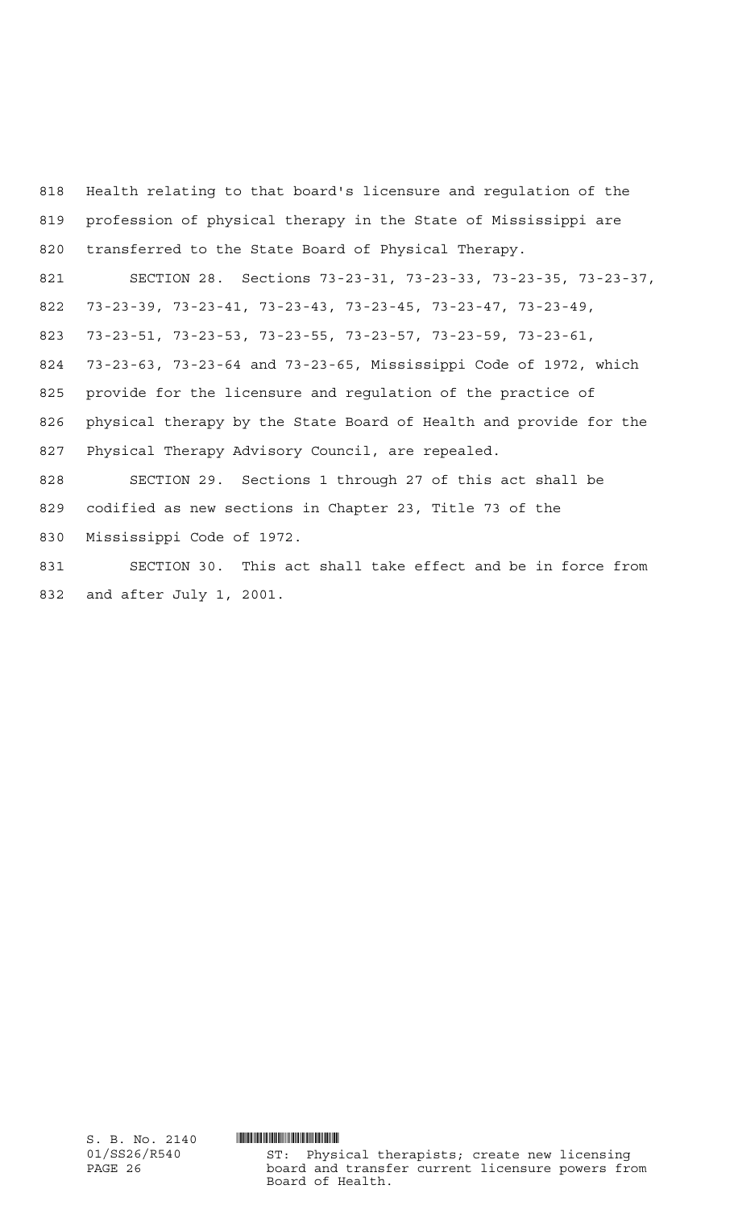Health relating to that board's licensure and regulation of the profession of physical therapy in the State of Mississippi are transferred to the State Board of Physical Therapy.

SECTION 28. Sections 73-23-31, 73-23-33, 73-23-35, 73-23-37, 73-23-39, 73-23-41, 73-23-43, 73-23-45, 73-23-47, 73-23-49, 73-23-51, 73-23-53, 73-23-55, 73-23-57, 73-23-59, 73-23-61, 73-23-63, 73-23-64 and 73-23-65, Mississippi Code of 1972, which provide for the licensure and regulation of the practice of physical therapy by the State Board of Health and provide for the Physical Therapy Advisory Council, are repealed.

SECTION 29. Sections 1 through 27 of this act shall be codified as new sections in Chapter 23, Title 73 of the Mississippi Code of 1972.

SECTION 30. This act shall take effect and be in force from and after July 1, 2001.

ST: Physical therapists; create new licensing board and transfer current licensure powers from Board of Health.